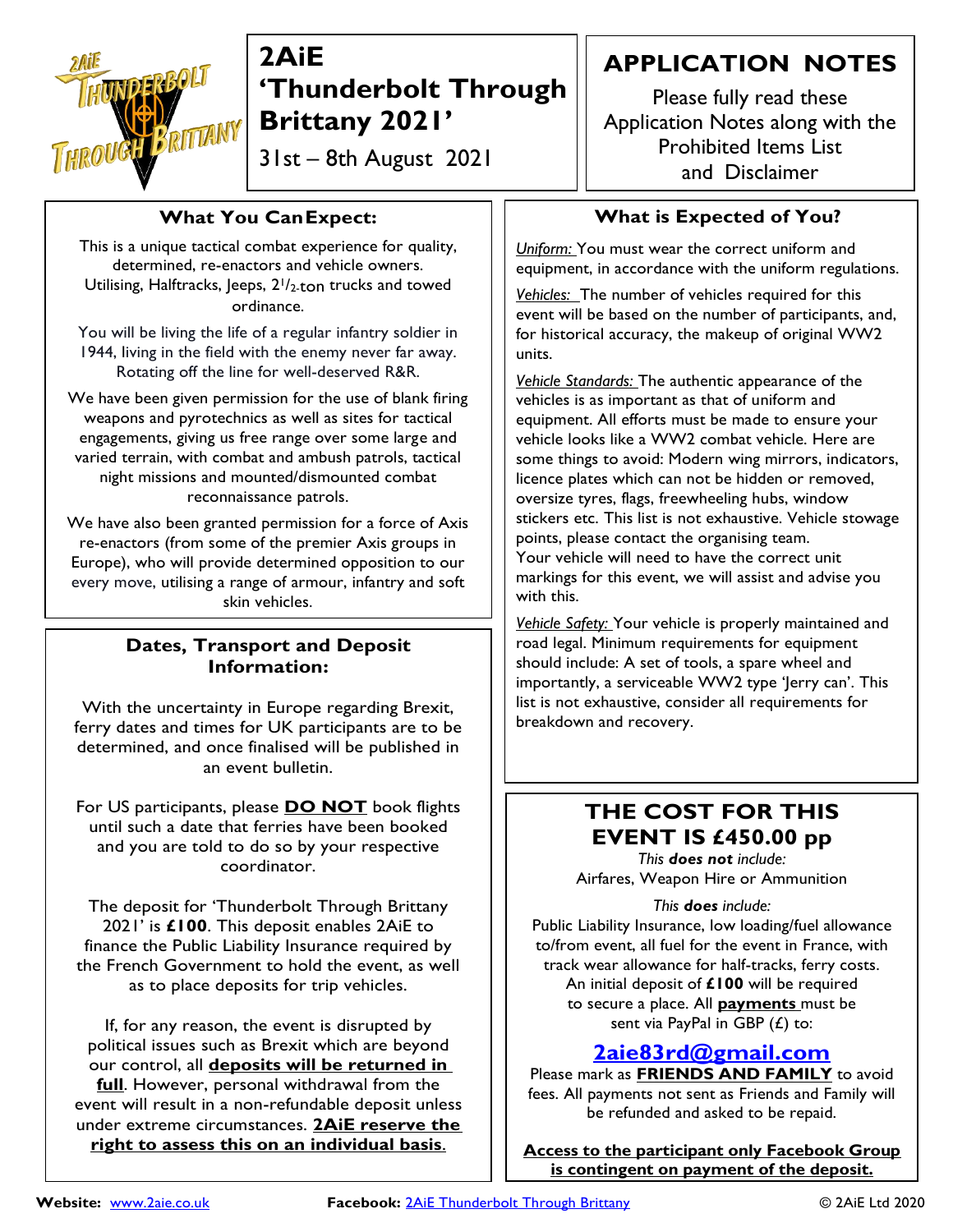# 2AiE 'Thunderbolt Through Brittany 2021'

31st – 8th August 2021

## APPLICATION NOTES

Please fully read these Application Notes along with the Prohibited Items List and Disclaimer

### What You Can Expect:

This is a unique tactical combat experience for quality, determined, re-enactors and vehicle owners. Utilising, Halftracks, Jeeps, $2^1/_2$-ton trucks and towed ordinance.

You will be living the life of a regular infantry soldier in 1944, living in the field with the enemy never far away. Rotating off the line for well-deserved R&R.

We have been given permission for the use of blank firing weapons and pyrotechnics as well as sites for tactical engagements, giving us free range over some large and varied terrain, with combat and ambush patrols, tactical night missions and mounted/dismounted combat reconnaissance patrols.

We have also been granted permission for a force of Axis re-enactors (from some of the premier Axis groups in Europe), who will provide determined opposition to our every move, utilising a range of armour, infantry and soft skin vehicles.

### Dates, Transport and Deposit Information:

With the uncertainty in Europe regarding Brexit, ferry dates and times for UK participants are to be determined, and once finalised will be published in an event bulletin.

For US participants, please **DO NOT** book flights until such a date that ferries have been booked and you are told to do so by your respective coordinator.

The deposit for 'Thunderbolt Through Brittany 2021' is **£100**. This deposit enables 2AiE to finance the Public Liability Insurance required by the French Government to hold the event, as well as to place deposits for trip vehicles.

If, for any reason, the event is disrupted by political issues such as Brexit which are beyond our control, all **deposits will be returned in full**. However, personal withdrawal from the event will result in a non-refundable deposit unless under extreme circumstances. **2AiE reserve the right to assess this on an individual basis**.

### What is Expected of You?

*Uniform:* You must wear the correct uniform and equipment, in accordance with the uniform regulations.

*Vehicles:* The number of vehicles required for this event will be based on the number of participants, and, for historical accuracy, the makeup of original WW2 units.

*Vehicle Standards:* The authentic appearance of the vehicles is as important as that of uniform and equipment. All efforts must be made to ensure your vehicle looks like a WW2 combat vehicle. Here are some things to avoid: Modern wing mirrors, indicators, licence plates which can not be hidden or removed, oversize tyres, flags, freewheeling hubs, window stickers etc. This list is not exhaustive. Vehicle stowage points, please contact the organising team.
Your vehicle will need to have the correct unit markings for this event, we will assist and advise you with this.

*Vehicle Safety:* Your vehicle is properly maintained and road legal. Minimum requirements for equipment should include: A set of tools, a spare wheel and importantly, a serviceable WW2 type 'Jerry can'. This list is not exhaustive, consider all requirements for breakdown and recovery.

### THE COST FOR THIS EVENT IS £450.00 pp

*This **does not** include:*
Airfares, Weapon Hire or Ammunition

*This **does** include:*
Public Liability Insurance, low loading/fuel allowance to/from event, all fuel for the event in France, with track wear allowance for half-tracks, ferry costs. An initial deposit of **£100** will be required to secure a place. All **payments** must be sent via PayPal in GBP (£) to:

**2aie83rd@gmail.com**

Please mark as **FRIENDS AND FAMILY** to avoid fees. All payments not sent as Friends and Family will be refunded and asked to be repaid.

**Access to the participant only Facebook Group is contingent on payment of the deposit.**

**Website:** www.2aie.co.uk **Facebook:** 2AiE Thunderbolt Through Brittany © 2AiE Ltd 2020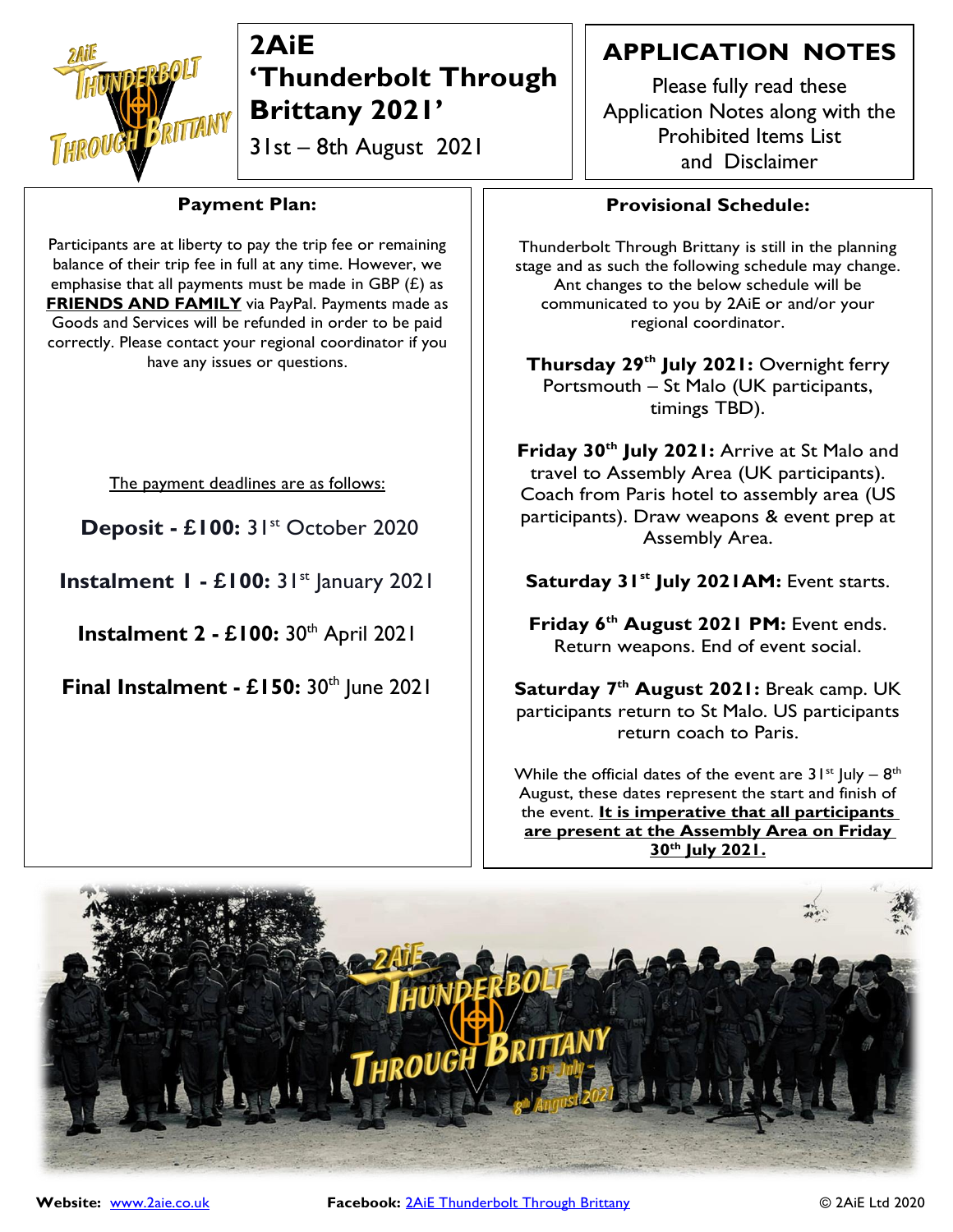# 2AiE 'Thunderbolt Through Brittany 2021'

31st – 8th August 2021

## APPLICATION NOTES

Please fully read these Application Notes along with the Prohibited Items List and Disclaimer

### Payment Plan:

Participants are at liberty to pay the trip fee or remaining balance of their trip fee in full at any time. However, we emphasise that all payments must be made in GBP (£) as **FRIENDS AND FAMILY** via PayPal. Payments made as Goods and Services will be refunded in order to be paid correctly. Please contact your regional coordinator if you have any issues or questions.

The payment deadlines are as follows:

**Deposit - £100:** 31st October 2020

**Instalment 1 - £100:** 31st January 2021

**Instalment 2 - £100:** 30th April 2021

**Final Instalment - £150:** 30th June 2021

### Provisional Schedule:

Thunderbolt Through Brittany is still in the planning stage and as such the following schedule may change. Ant changes to the below schedule will be communicated to you by 2AiE or and/or your regional coordinator.

**Thursday 29th July 2021:** Overnight ferry Portsmouth – St Malo (UK participants, timings TBD).

**Friday 30th July 2021:** Arrive at St Malo and travel to Assembly Area (UK participants). Coach from Paris hotel to assembly area (US participants). Draw weapons & event prep at Assembly Area.

**Saturday 31st July 2021AM:** Event starts.

**Friday 6th August 2021 PM:** Event ends. Return weapons. End of event social.

**Saturday 7th August 2021:** Break camp. UK participants return to St Malo. US participants return coach to Paris.

While the official dates of the event are 31st July – 8th August, these dates represent the start and finish of the event. **It is imperative that all participants are present at the Assembly Area on Friday 30th July 2021.**

**Website:** www.2aie.co.uk **Facebook:** 2AiE Thunderbolt Through Brittany © 2AiE Ltd 2020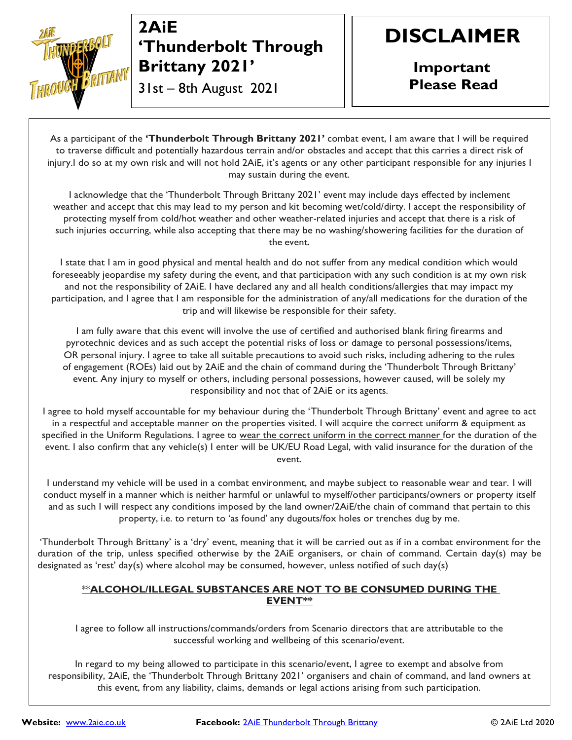# 2AiE 'Thunderbolt Through Brittany 2021'

31st – 8th August 2021

# DISCLAIMER

**Important Please Read**

As a participant of the **'Thunderbolt Through Brittany 2021'** combat event, I am aware that I will be required to traverse difficult and potentially hazardous terrain and/or obstacles and accept that this carries a direct risk of injury.I do so at my own risk and will not hold 2AiE, it's agents or any other participant responsible for any injuries I may sustain during the event.

I acknowledge that the 'Thunderbolt Through Brittany 2021' event may include days effected by inclement weather and accept that this may lead to my person and kit becoming wet/cold/dirty. I accept the responsibility of protecting myself from cold/hot weather and other weather-related injuries and accept that there is a risk of such injuries occurring, while also accepting that there may be no washing/showering facilities for the duration of the event.

I state that I am in good physical and mental health and do not suffer from any medical condition which would foreseeably jeopardise my safety during the event, and that participation with any such condition is at my own risk and not the responsibility of 2AiE. I have declared any and all health conditions/allergies that may impact my participation, and I agree that I am responsible for the administration of any/all medications for the duration of the trip and will likewise be responsible for their safety.

I am fully aware that this event will involve the use of certified and authorised blank firing firearms and pyrotechnic devices and as such accept the potential risks of loss or damage to personal possessions/items, OR personal injury. I agree to take all suitable precautions to avoid such risks, including adhering to the rules of engagement (ROEs) laid out by 2AiE and the chain of command during the 'Thunderbolt Through Brittany' event. Any injury to myself or others, including personal possessions, however caused, will be solely my responsibility and not that of 2AiE or its agents.

I agree to hold myself accountable for my behaviour during the 'Thunderbolt Through Brittany' event and agree to act in a respectful and acceptable manner on the properties visited. I will acquire the correct uniform & equipment as specified in the Uniform Regulations. I agree to <u>wear the correct uniform in the correct manner</u> for the duration of the event. I also confirm that any vehicle(s) I enter will be UK/EU Road Legal, with valid insurance for the duration of the event.

I understand my vehicle will be used in a combat environment, and maybe subject to reasonable wear and tear. I will conduct myself in a manner which is neither harmful or unlawful to myself/other participants/owners or property itself and as such I will respect any conditions imposed by the land owner/2AiE/the chain of command that pertain to this property, i.e. to return to 'as found' any dugouts/fox holes or trenches dug by me.

'Thunderbolt Through Brittany' is a 'dry' event, meaning that it will be carried out as if in a combat environment for the duration of the trip, unless specified otherwise by the 2AiE organisers, or chain of command. Certain day(s) may be designated as 'rest' day(s) where alcohol may be consumed, however, unless notified of such day(s)

**<u>**ALCOHOL/ILLEGAL SUBSTANCES ARE NOT TO BE CONSUMED DURING THE EVENT**</u>**

I agree to follow all instructions/commands/orders from Scenario directors that are attributable to the successful working and wellbeing of this scenario/event.

In regard to my being allowed to participate in this scenario/event, I agree to exempt and absolve from responsibility, 2AiE, the 'Thunderbolt Through Brittany 2021' organisers and chain of command, and land owners at this event, from any liability, claims, demands or legal actions arising from such participation.

**Website:** www.2aie.co.uk **Facebook:** 2AiE Thunderbolt Through Brittany © 2AiE Ltd 2020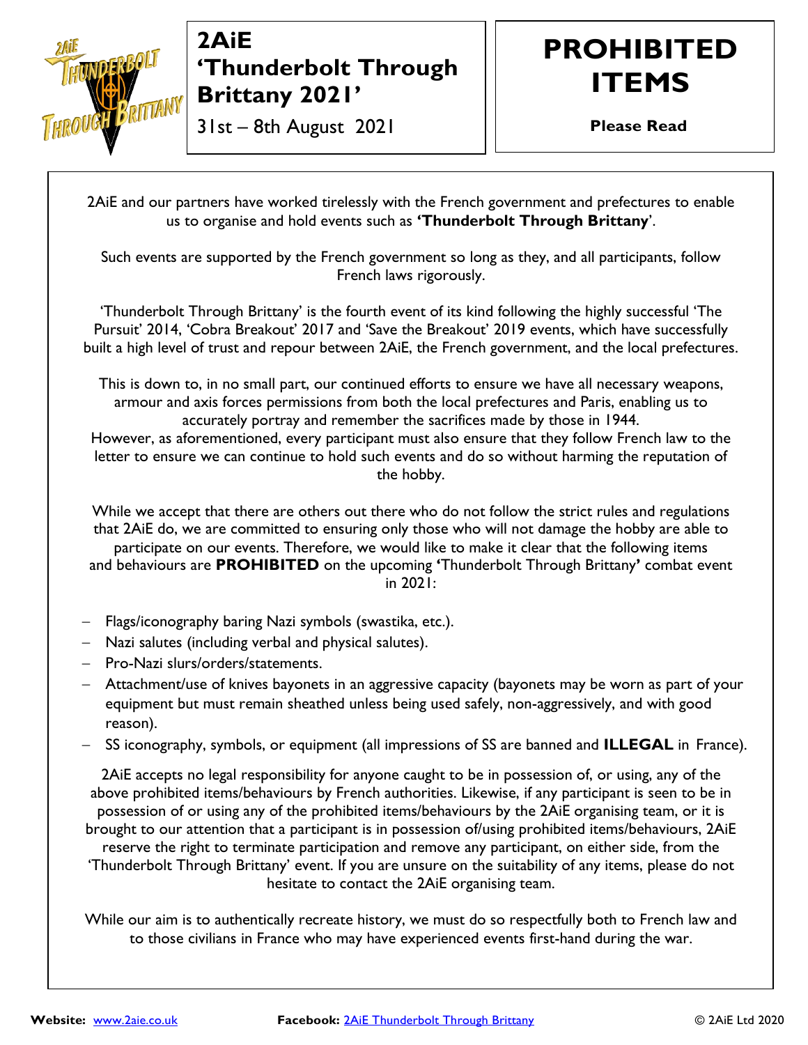# 2AiE 'Thunderbolt Through Brittany 2021'

31st – 8th August 2021

# PROHIBITED ITEMS

**Please Read**

2AiE and our partners have worked tirelessly with the French government and prefectures to enable us to organise and hold events such as **'Thunderbolt Through Brittany**'.

Such events are supported by the French government so long as they, and all participants, follow French laws rigorously.

'Thunderbolt Through Brittany' is the fourth event of its kind following the highly successful 'The Pursuit' 2014, 'Cobra Breakout' 2017 and 'Save the Breakout' 2019 events, which have successfully built a high level of trust and repour between 2AiE, the French government, and the local prefectures.

This is down to, in no small part, our continued efforts to ensure we have all necessary weapons, armour and axis forces permissions from both the local prefectures and Paris, enabling us to accurately portray and remember the sacrifices made by those in 1944.
However, as aforementioned, every participant must also ensure that they follow French law to the letter to ensure we can continue to hold such events and do so without harming the reputation of the hobby.

While we accept that there are others out there who do not follow the strict rules and regulations that 2AiE do, we are committed to ensuring only those who will not damage the hobby are able to participate on our events. Therefore, we would like to make it clear that the following items and behaviours are **PROHIBITED** on the upcoming **'**Thunderbolt Through Brittany**'** combat event in 2021:

- Flags/iconography baring Nazi symbols (swastika, etc.).
- Nazi salutes (including verbal and physical salutes).
- Pro-Nazi slurs/orders/statements.
- Attachment/use of knives bayonets in an aggressive capacity (bayonets may be worn as part of your equipment but must remain sheathed unless being used safely, non-aggressively, and with good reason).
- SS iconography, symbols, or equipment (all impressions of SS are banned and **ILLEGAL** in France).

2AiE accepts no legal responsibility for anyone caught to be in possession of, or using, any of the above prohibited items/behaviours by French authorities. Likewise, if any participant is seen to be in possession of or using any of the prohibited items/behaviours by the 2AiE organising team, or it is brought to our attention that a participant is in possession of/using prohibited items/behaviours, 2AiE reserve the right to terminate participation and remove any participant, on either side, from the 'Thunderbolt Through Brittany' event. If you are unsure on the suitability of any items, please do not hesitate to contact the 2AiE organising team.

While our aim is to authentically recreate history, we must do so respectfully both to French law and to those civilians in France who may have experienced events first-hand during the war.

**Website:** www.2aie.co.uk **Facebook:** 2AiE Thunderbolt Through Brittany © 2AiE Ltd 2020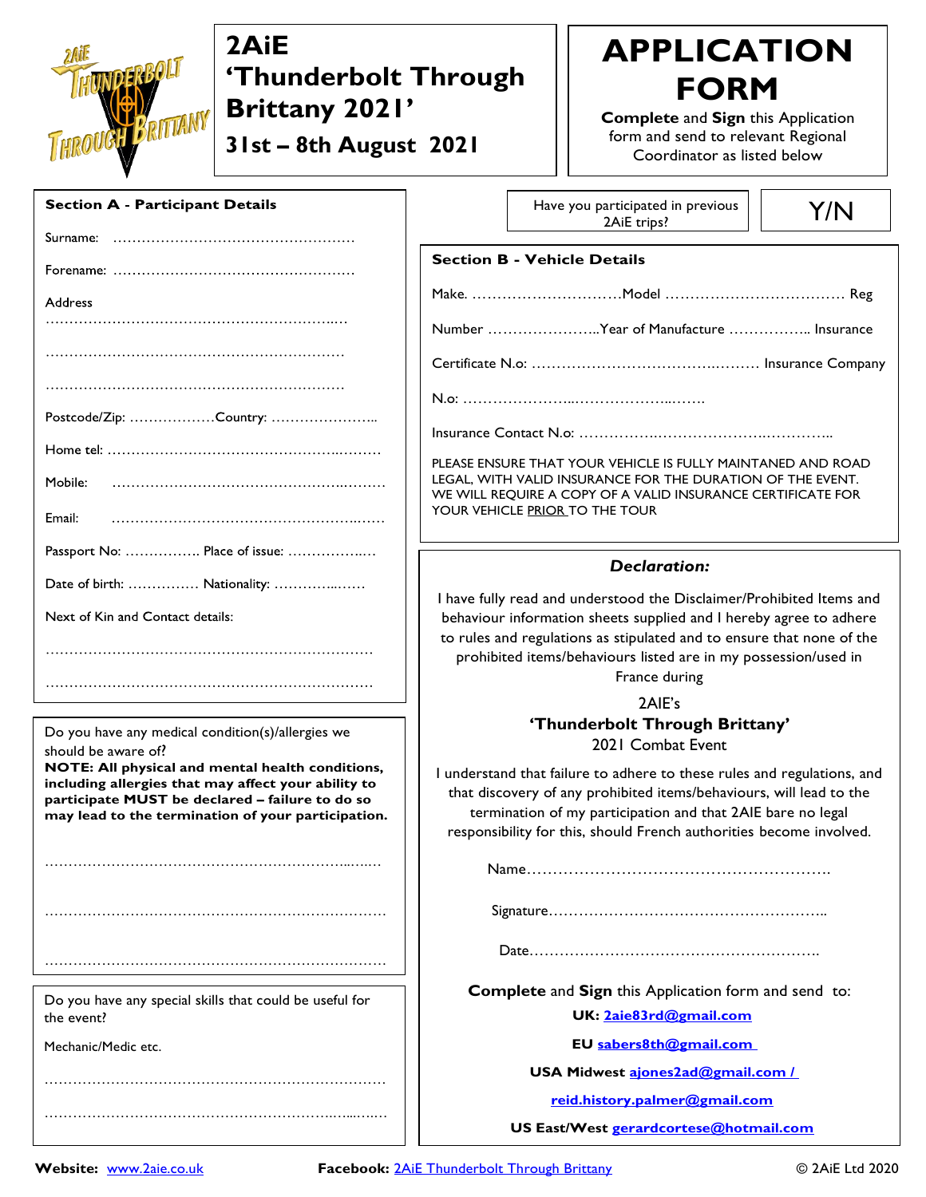# 2AiE 'Thunderbolt Through Brittany 2021'

**31st – 8th August 2021**

# APPLICATION FORM

**Complete** and **Sign** this Application form and send to relevant Regional Coordinator as listed below

## Section A - Participant Details

Surname: ……………………………………………

Forename: ……………………………………………

Address

………………………………………………………..…

………………………………………………………

………………………………………………………

Postcode/Zip: ………………Country: …………………..

Home tel: …………………………………………..………

Mobile: …………………………………………..………

Email: …………………………………………..……

Passport No: ……………. Place of issue: ……………..…

Date of birth: …………… Nationality: …………..……

Next of Kin and Contact details:

……………………………………………………………

……………………………………………………………

Do you have any medical condition(s)/allergies we should be aware of?

**NOTE: All physical and mental health conditions, including allergies that may affect your ability to participate MUST be declared – failure to do so may lead to the termination of your participation.**

………………………………………………………..…..…

……………………………………………………………

……………………………………………………………

Do you have any special skills that could be useful for the event?

Mechanic/Medic etc.

……………………………………………………………

…………………………………………………….....…..…

Have you participated in previous 2AiE trips? Y/N

## Section B - Vehicle Details

Make. …………………………Model ……………………………… Reg Number …………………..Year of Manufacture …………….. Insurance Certificate N.o: …………………………….……… Insurance Company N.o: …………………..………………..…….

Insurance Contact N.o: …………….………………….………..

PLEASE ENSURE THAT YOUR VEHICLE IS FULLY MAINTANED AND ROAD LEGAL, WITH VALID INSURANCE FOR THE DURATION OF THE EVENT. WE WILL REQUIRE A COPY OF A VALID INSURANCE CERTIFICATE FOR YOUR VEHICLE PRIOR TO THE TOUR

### *Declaration:*

I have fully read and understood the Disclaimer/Prohibited Items and behaviour information sheets supplied and I hereby agree to adhere to rules and regulations as stipulated and to ensure that none of the prohibited items/behaviours listed are in my possession/used in France during

2AIE's
**'Thunderbolt Through Brittany'**
2021 Combat Event

I understand that failure to adhere to these rules and regulations, and that discovery of any prohibited items/behaviours, will lead to the termination of my participation and that 2AIE bare no legal responsibility for this, should French authorities become involved.

Name………………………………………………….

Signature………………………………………………..

Date………………………………………………….

**Complete** and **Sign** this Application form and send to:

**UK:** 2aie83rd@gmail.com

**EU** sabers8th@gmail.com

**USA Midwest** ajones2ad@gmail.com / reid.history.palmer@gmail.com

**US East/West** gerardcortese@hotmail.com

**Website:** www.2aie.co.uk **Facebook:** 2AiE Thunderbolt Through Brittany © 2AiE Ltd 2020